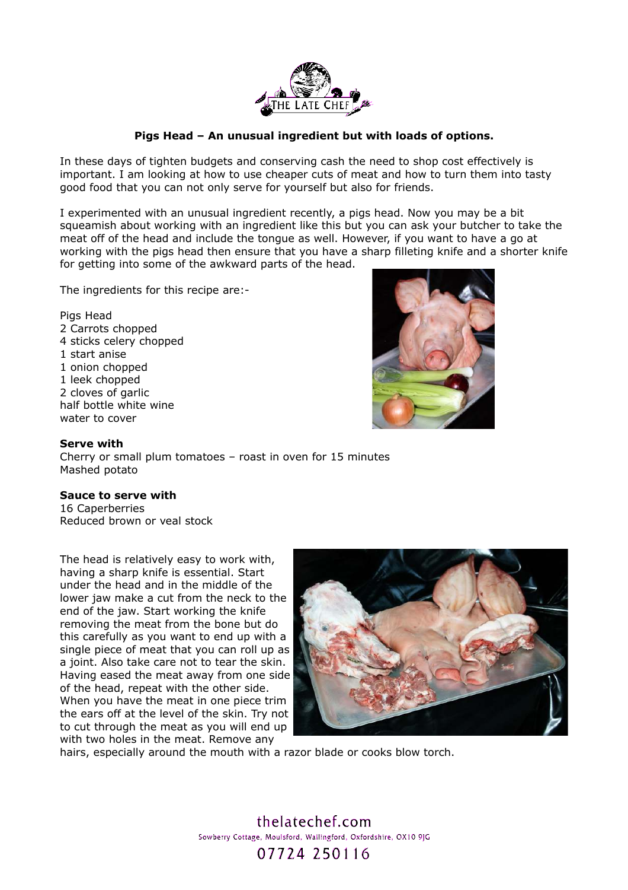**Pigs Head – An unusual ingredient but with loads of options.**

In these days of tighten budgets and conserving cash the need to shop cost effectively is important. I am looking at how to use cheaper cuts of meat and how to turn them into tasty good food that you can not only serve for yourself but also for friends.

I experimented with an unusual ingredient recently, a pigs head. Now you may be a bit squeamish about working with an ingredient like this but you can ask your butcher to take the meat off of the head and include the tongue as well. However, if you want to have a go at working with the pigs head then ensure that you have a sharp filleting knife and a shorter knife for getting into some of the awkward parts of the head.

The ingredients for this recipe are:-

Pigs Head
2 Carrots chopped
4 sticks celery chopped
1 start anise
1 onion chopped
1 leek chopped
2 cloves of garlic
half bottle white wine
water to cover

**Serve with**
Cherry or small plum tomatoes – roast in oven for 15 minutes
Mashed potato

**Sauce to serve with**
16 Caperberries
Reduced brown or veal stock

The head is relatively easy to work with, having a sharp knife is essential. Start under the head and in the middle of the lower jaw make a cut from the neck to the end of the jaw. Start working the knife removing the meat from the bone but do this carefully as you want to end up with a single piece of meat that you can roll up as a joint. Also take care not to tear the skin. Having eased the meat away from one side of the head, repeat with the other side. When you have the meat in one piece trim the ears off at the level of the skin. Try not to cut through the meat as you will end up with two holes in the meat. Remove any hairs, especially around the mouth with a razor blade or cooks blow torch.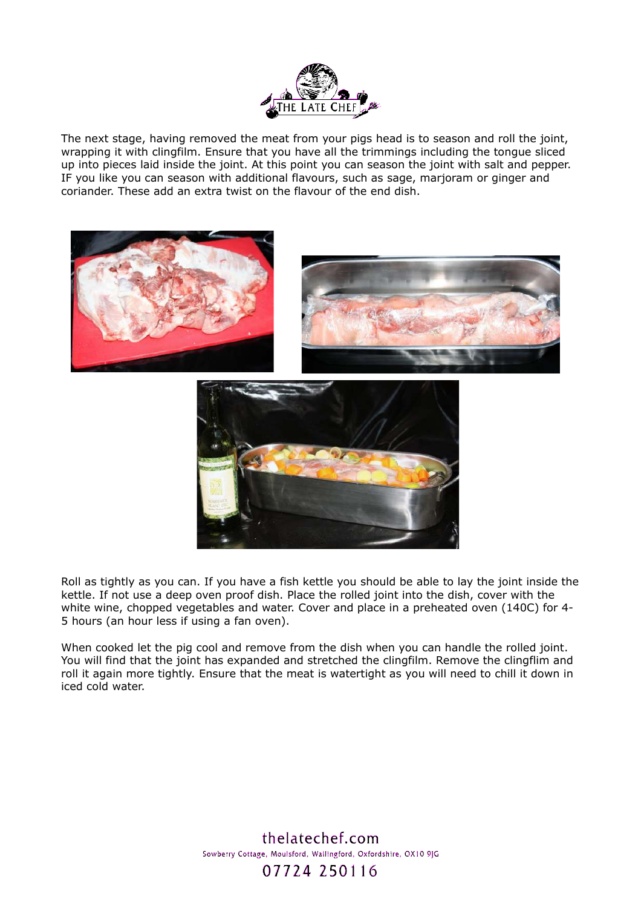The next stage, having removed the meat from your pigs head is to season and roll the joint, wrapping it with clingfilm. Ensure that you have all the trimmings including the tongue sliced up into pieces laid inside the joint. At this point you can season the joint with salt and pepper. IF you like you can season with additional flavours, such as sage, marjoram or ginger and coriander. These add an extra twist on the flavour of the end dish.

Roll as tightly as you can. If you have a fish kettle you should be able to lay the joint inside the kettle. If not use a deep oven proof dish. Place the rolled joint into the dish, cover with the white wine, chopped vegetables and water. Cover and place in a preheated oven (140C) for 4-5 hours (an hour less if using a fan oven).

When cooked let the pig cool and remove from the dish when you can handle the rolled joint. You will find that the joint has expanded and stretched the clingfilm. Remove the clingflim and roll it again more tightly. Ensure that the meat is watertight as you will need to chill it down in iced cold water.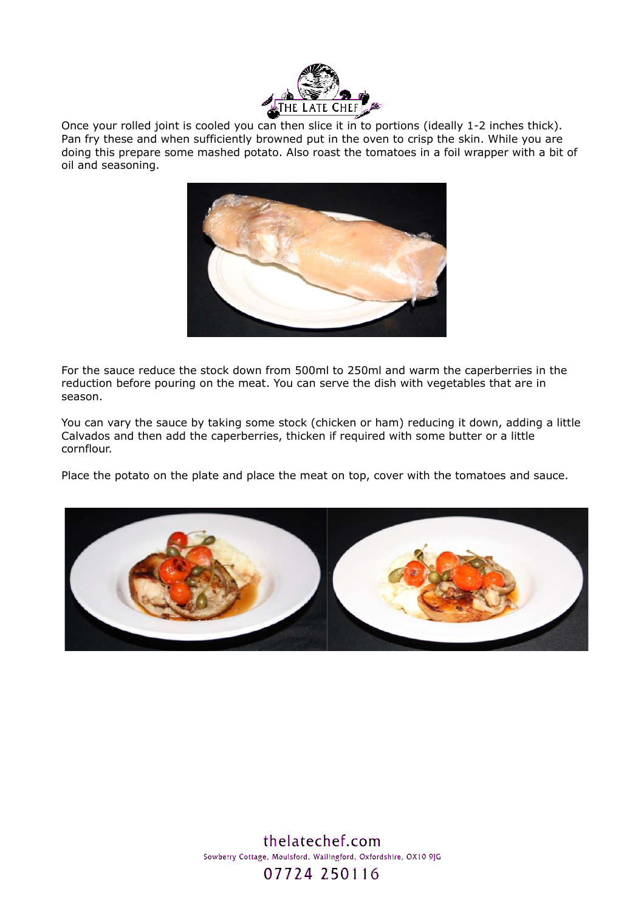Once your rolled joint is cooled you can then slice it in to portions (ideally 1-2 inches thick). Pan fry these and when sufficiently browned put in the oven to crisp the skin. While you are doing this prepare some mashed potato. Also roast the tomatoes in a foil wrapper with a bit of oil and seasoning.

For the sauce reduce the stock down from 500ml to 250ml and warm the caperberries in the reduction before pouring on the meat. You can serve the dish with vegetables that are in season.

You can vary the sauce by taking some stock (chicken or ham) reducing it down, adding a little Calvados and then add the caperberries, thicken if required with some butter or a little cornflour.

Place the potato on the plate and place the meat on top, cover with the tomatoes and sauce.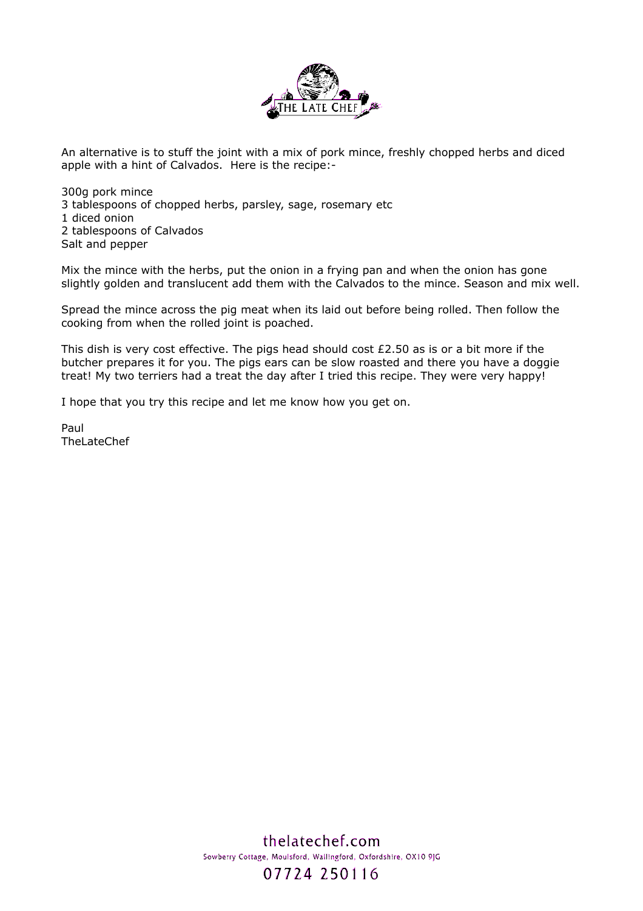An alternative is to stuff the joint with a mix of pork mince, freshly chopped herbs and diced apple with a hint of Calvados.  Here is the recipe:-

300g pork mince
3 tablespoons of chopped herbs, parsley, sage, rosemary etc
1 diced onion
2 tablespoons of Calvados
Salt and pepper

Mix the mince with the herbs, put the onion in a frying pan and when the onion has gone slightly golden and translucent add them with the Calvados to the mince. Season and mix well.

Spread the mince across the pig meat when its laid out before being rolled. Then follow the cooking from when the rolled joint is poached.

This dish is very cost effective. The pigs head should cost £2.50 as is or a bit more if the butcher prepares it for you. The pigs ears can be slow roasted and there you have a doggie treat! My two terriers had a treat the day after I tried this recipe. They were very happy!

I hope that you try this recipe and let me know how you get on.

Paul
TheLateChef

thelatechef.com
Sowberry Cottage, Moulsford, Wallingford, Oxfordshire, OX10 9JG
07724 250116